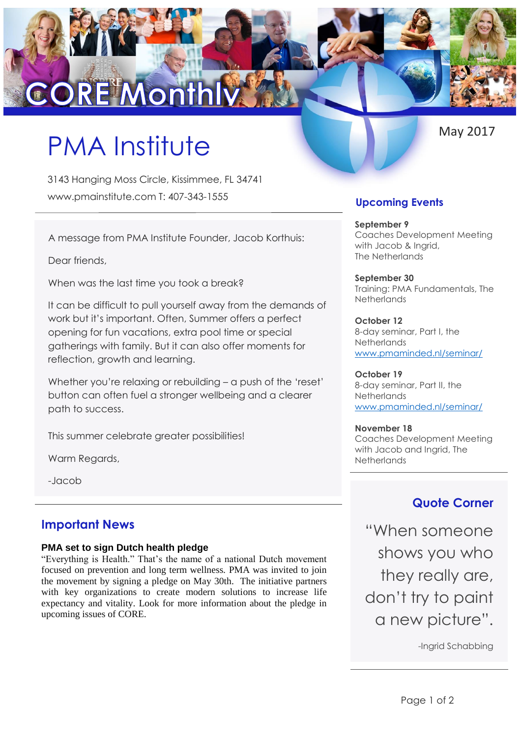# CORE Monthly

# PMA Institute

May 2017

3143 Hanging Moss Circle, Kissimmee, FL 34741

www.pmainstitute.com T: 407-343-1555

A message from PMA Institute Founder, Jacob Korthuis:

Dear friends,

When was the last time you took a break?

It can be difficult to pull yourself away from the demands of work but it's important. Often, Summer offers a perfect opening for fun vacations, extra pool time or special gatherings with family. But it can also offer moments for reflection, growth and learning.

Whether you're relaxing or rebuilding – a push of the 'reset' button can often fuel a stronger wellbeing and a clearer path to success.

This summer celebrate greater possibilities!

Warm Regards,

-Jacob

## Important News

### PMA set to sign Dutch health pledge

"Everything is Health." That's the name of a national Dutch movement focused on prevention and long term wellness. PMA was invited to join the movement by signing a pledge on May 30th. The initiative partners with key organizations to create modern solutions to increase life expectancy and vitality. Look for more information about the pledge in upcoming issues of CORE.

## Upcoming Events

**September 9**
Coaches Development Meeting with Jacob & Ingrid, The Netherlands

**September 30**
Training: PMA Fundamentals, The Netherlands

**October 12**
8-day seminar, Part I, the Netherlands
www.pmaminded.nl/seminar/

**October 19**
8-day seminar, Part II, the Netherlands
www.pmaminded.nl/seminar/

**November 18**
Coaches Development Meeting with Jacob and Ingrid, The Netherlands

## Quote Corner

"When someone shows you who they really are, don't try to paint a new picture".

-Ingrid Schabbing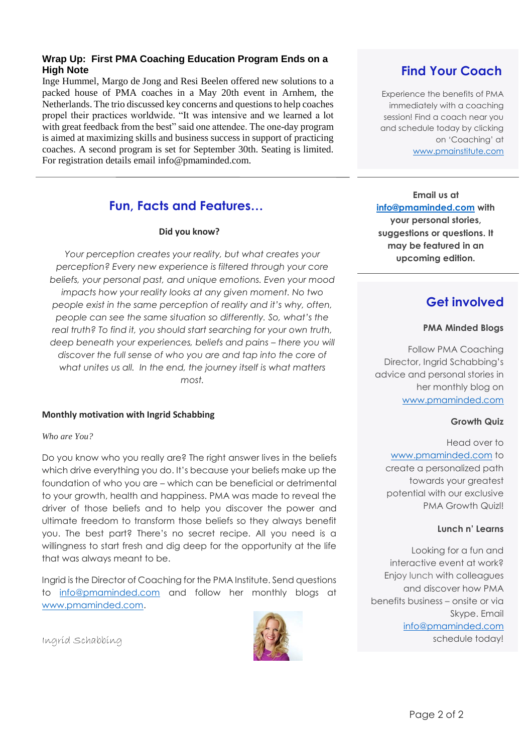## Wrap Up: First PMA Coaching Education Program Ends on a High Note

Inge Hummel, Margo de Jong and Resi Beelen offered new solutions to a packed house of PMA coaches in a May 20th event in Arnhem, the Netherlands. The trio discussed key concerns and questions to help coaches propel their practices worldwide. "It was intensive and we learned a lot with great feedback from the best" said one attendee. The one-day program is aimed at maximizing skills and business success in support of practicing coaches. A second program is set for September 30th. Seating is limited. For registration details email info@pmaminded.com.

---

## Fun, Facts and Features…

**Did you know?**

*Your perception creates your reality, but what creates your perception? Every new experience is filtered through your core beliefs, your personal past, and unique emotions. Even your mood impacts how your reality looks at any given moment. No two people exist in the same perception of reality and it's why, often, people can see the same situation so differently. So, what's the real truth? To find it, you should start searching for your own truth, deep beneath your experiences, beliefs and pains – there you will discover the full sense of who you are and tap into the core of what unites us all. In the end, the journey itself is what matters most.*

### Monthly motivation with Ingrid Schabbing

*Who are You?*

Do you know who you really are? The right answer lives in the beliefs which drive everything you do. It's because your beliefs make up the foundation of who you are – which can be beneficial or detrimental to your growth, health and happiness. PMA was made to reveal the driver of those beliefs and to help you discover the power and ultimate freedom to transform those beliefs so they always benefit you. The best part? There's no secret recipe. All you need is a willingness to start fresh and dig deep for the opportunity at the life that was always meant to be.

Ingrid is the Director of Coaching for the PMA Institute. Send questions to info@pmaminded.com and follow her monthly blogs at www.pmaminded.com.

Ingrid Schabbing

## Find Your Coach

Experience the benefits of PMA immediately with a coaching session! Find a coach near you and schedule today by clicking on 'Coaching' at www.pmainstitute.com

---

**Email us at info@pmaminded.com with your personal stories, suggestions or questions. It may be featured in an upcoming edition.**

---

## Get involved

**PMA Minded Blogs**

Follow PMA Coaching Director, Ingrid Schabbing's advice and personal stories in her monthly blog on www.pmaminded.com

**Growth Quiz**

Head over to www.pmaminded.com to create a personalized path towards your greatest potential with our exclusive PMA Growth Quiz!

**Lunch n' Learns**

Looking for a fun and interactive event at work? Enjoy lunch with colleagues and discover how PMA benefits business – onsite or via Skype. Email info@pmaminded.com schedule today!